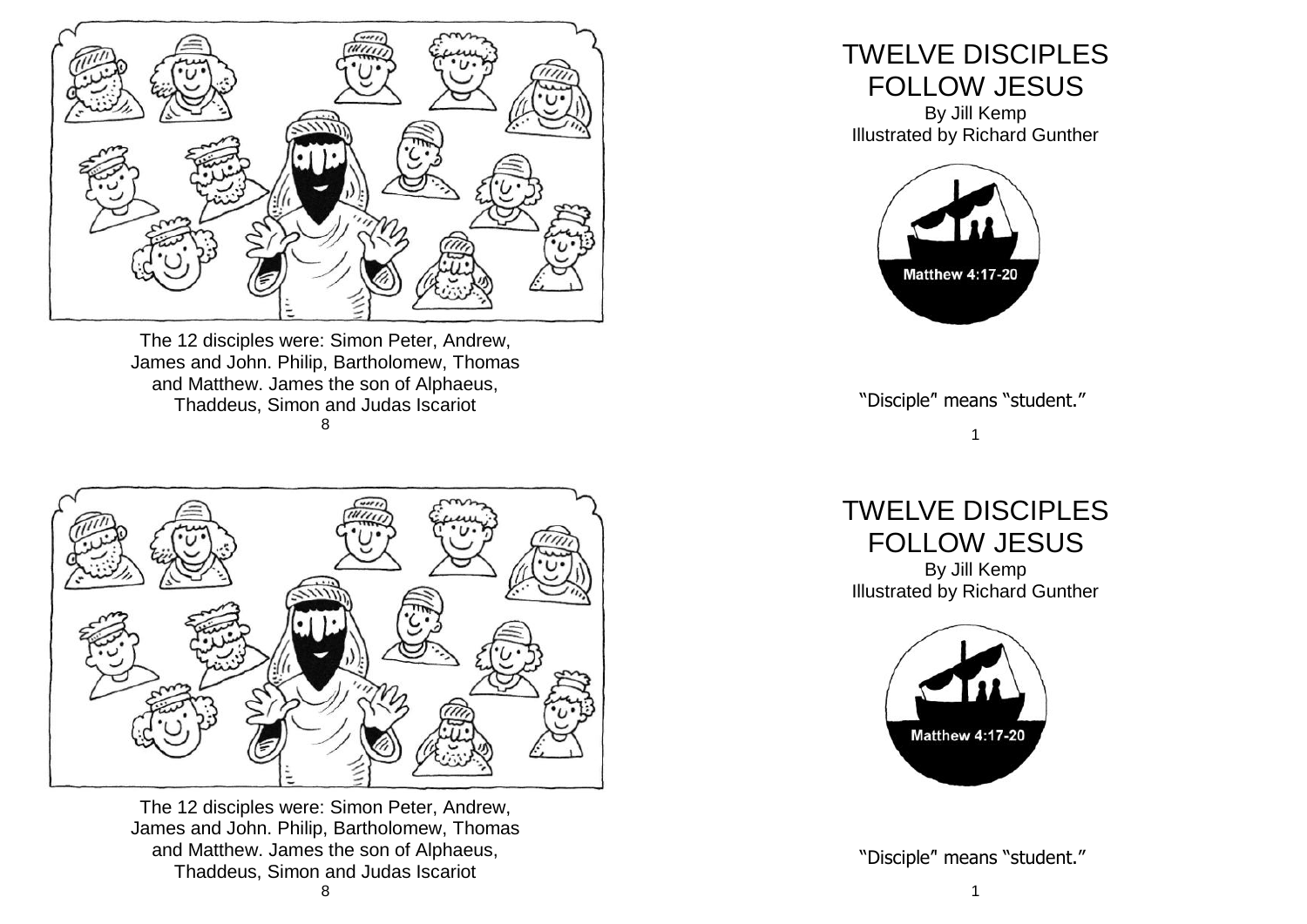The 12 disciples were: Simon Peter, Andrew, James and John. Philip, Bartholomew, Thomas and Matthew. James the son of Alphaeus, Thaddeus, Simon and Judas Iscariot

# TWELVE DISCIPLES FOLLOW JESUS

By Jill Kemp
Illustrated by Richard Gunther

Matthew 4:17-20

"Disciple" means "student."

The 12 disciples were: Simon Peter, Andrew, James and John. Philip, Bartholomew, Thomas and Matthew. James the son of Alphaeus, Thaddeus, Simon and Judas Iscariot

# TWELVE DISCIPLES FOLLOW JESUS

By Jill Kemp
Illustrated by Richard Gunther

Matthew 4:17-20

"Disciple" means "student."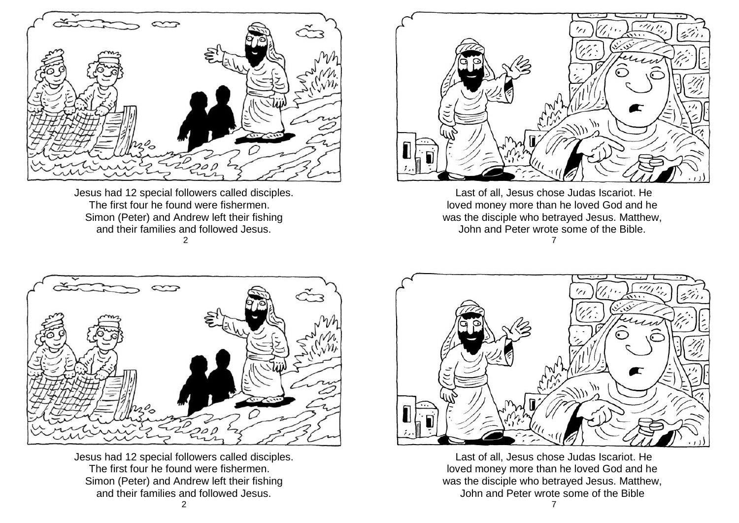Jesus had 12 special followers called disciples. The first four he found were fishermen. Simon (Peter) and Andrew left their fishing and their families and followed Jesus.

Last of all, Jesus chose Judas Iscariot. He loved money more than he loved God and he was the disciple who betrayed Jesus. Matthew, John and Peter wrote some of the Bible.

Jesus had 12 special followers called disciples. The first four he found were fishermen. Simon (Peter) and Andrew left their fishing and their families and followed Jesus.

Last of all, Jesus chose Judas Iscariot. He loved money more than he loved God and he was the disciple who betrayed Jesus. Matthew, John and Peter wrote some of the Bible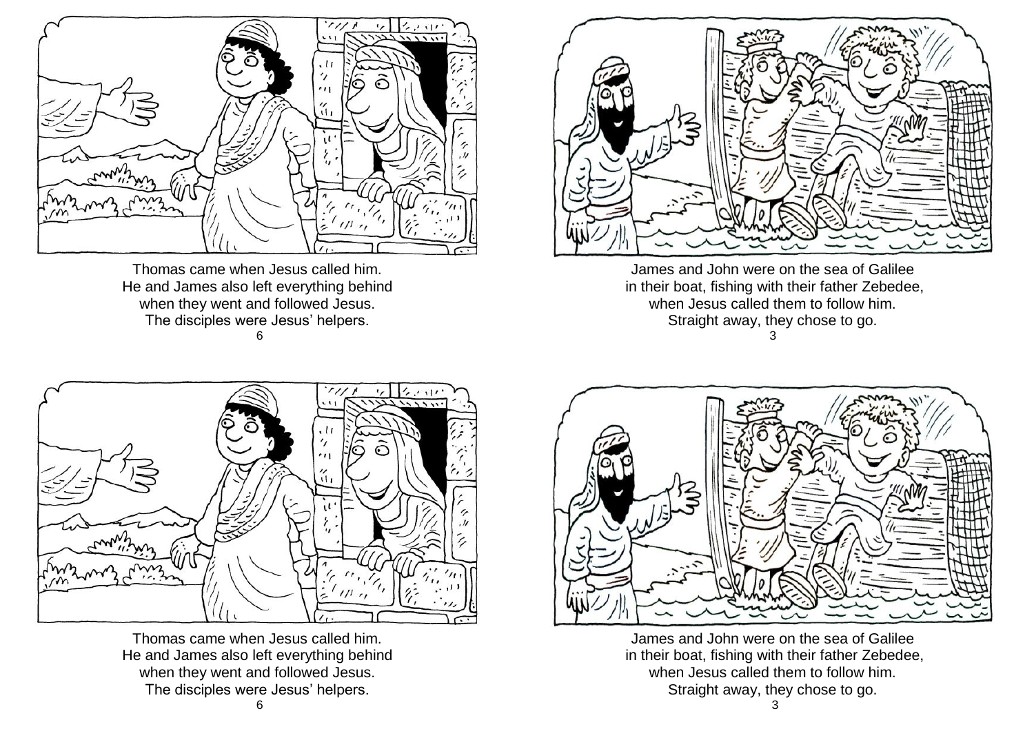Thomas came when Jesus called him.
He and James also left everything behind
when they went and followed Jesus.
The disciples were Jesus' helpers.

James and John were on the sea of Galilee
in their boat, fishing with their father Zebedee,
when Jesus called them to follow him.
Straight away, they chose to go.

Thomas came when Jesus called him.
He and James also left everything behind
when they went and followed Jesus.
The disciples were Jesus' helpers.

James and John were on the sea of Galilee
in their boat, fishing with their father Zebedee,
when Jesus called them to follow him.
Straight away, they chose to go.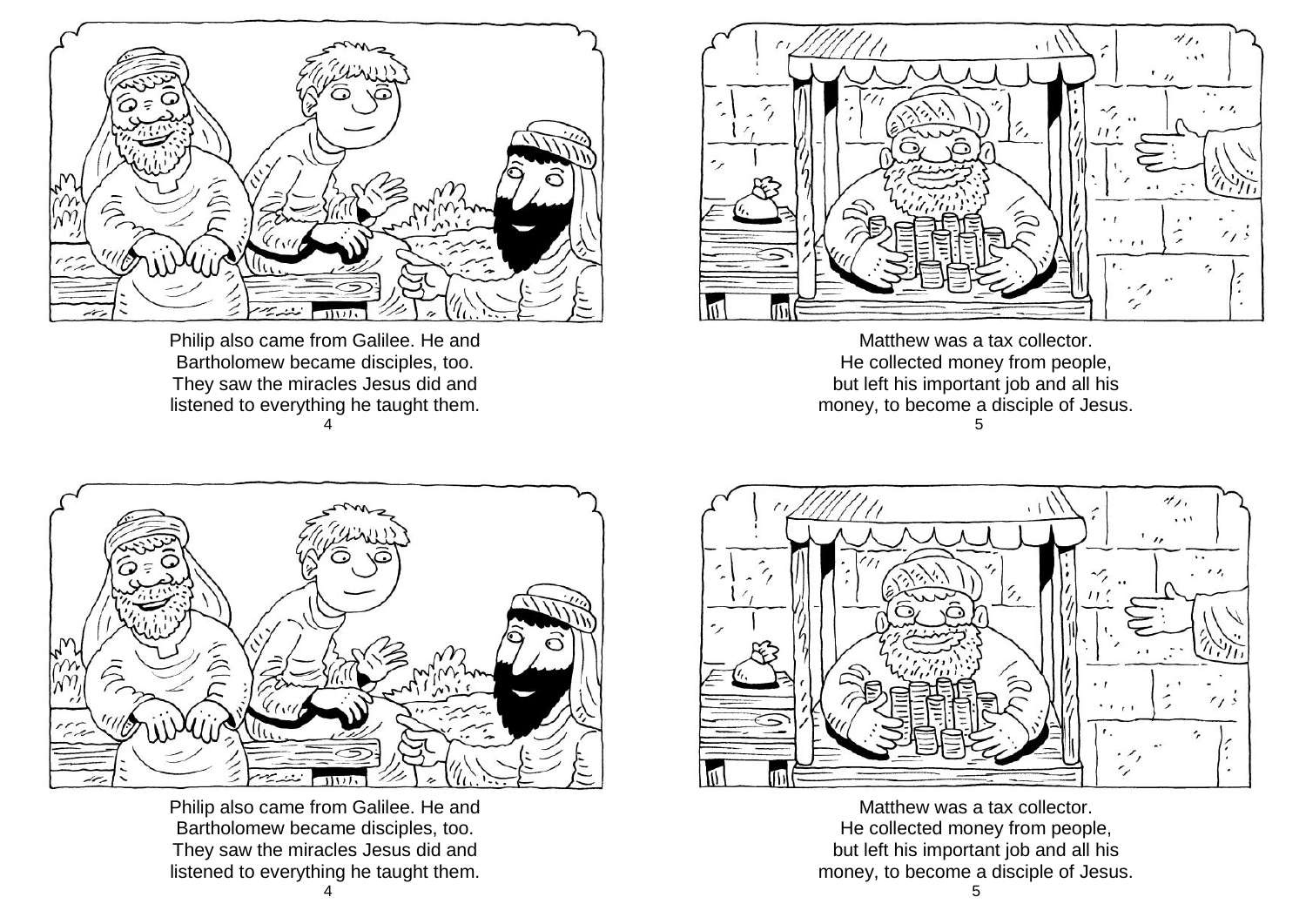Philip also came from Galilee. He and Bartholomew became disciples, too. They saw the miracles Jesus did and listened to everything he taught them.

Matthew was a tax collector.
He collected money from people, but left his important job and all his money, to become a disciple of Jesus.

Philip also came from Galilee. He and Bartholomew became disciples, too. They saw the miracles Jesus did and listened to everything he taught them.

Matthew was a tax collector.
He collected money from people, but left his important job and all his money, to become a disciple of Jesus.